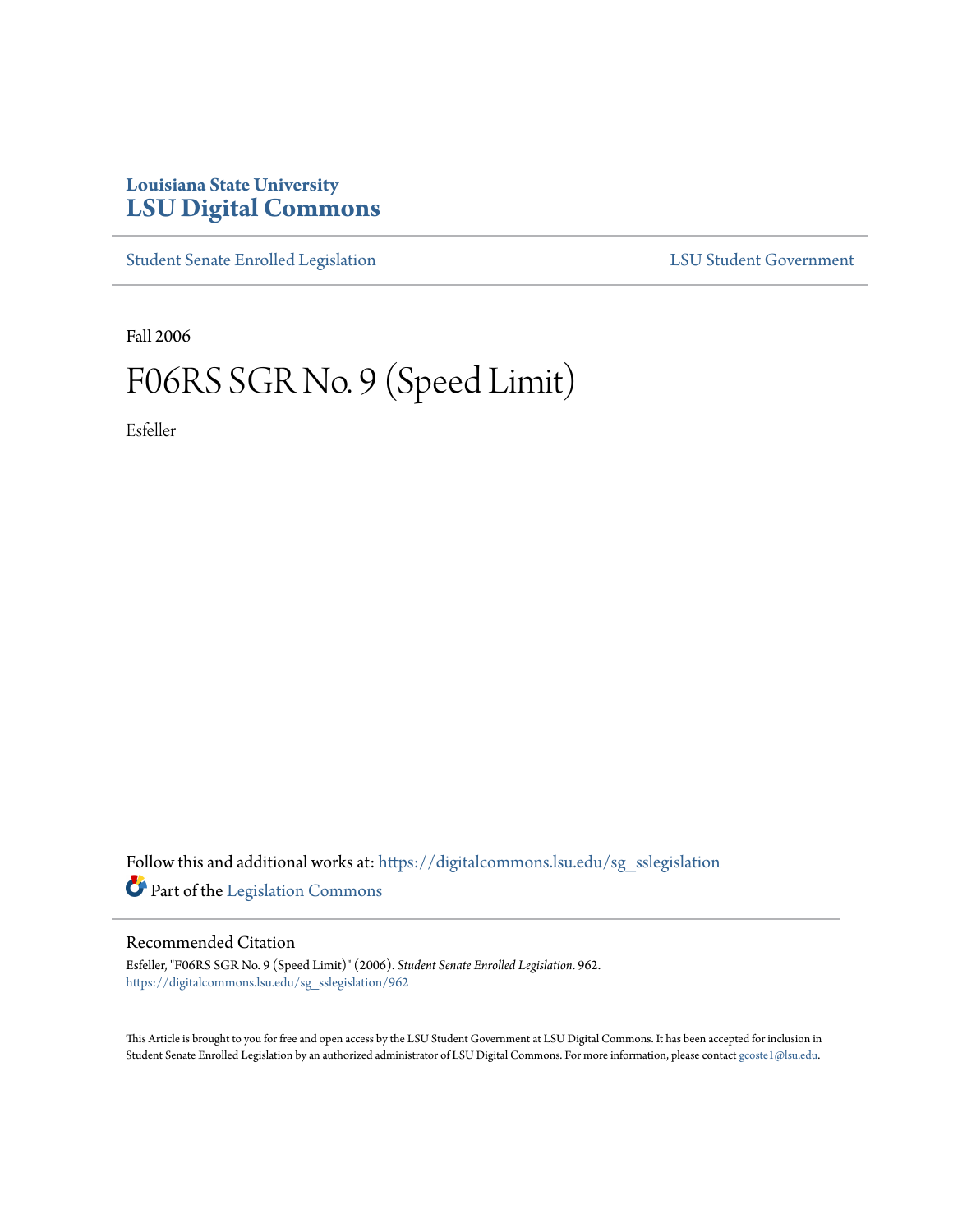Louisiana State University
# LSU Digital Commons

Student Senate Enrolled Legislation | LSU Student Government

Fall 2006

# F06RS SGR No. 9 (Speed Limit)

Esfeller

Follow this and additional works at: https://digitalcommons.lsu.edu/sg_sslegislation

Part of the Legislation Commons

## Recommended Citation

Esfeller, "F06RS SGR No. 9 (Speed Limit)" (2006). *Student Senate Enrolled Legislation*. 962.
https://digitalcommons.lsu.edu/sg_sslegislation/962

This Article is brought to you for free and open access by the LSU Student Government at LSU Digital Commons. It has been accepted for inclusion in Student Senate Enrolled Legislation by an authorized administrator of LSU Digital Commons. For more information, please contact gcoste1@lsu.edu.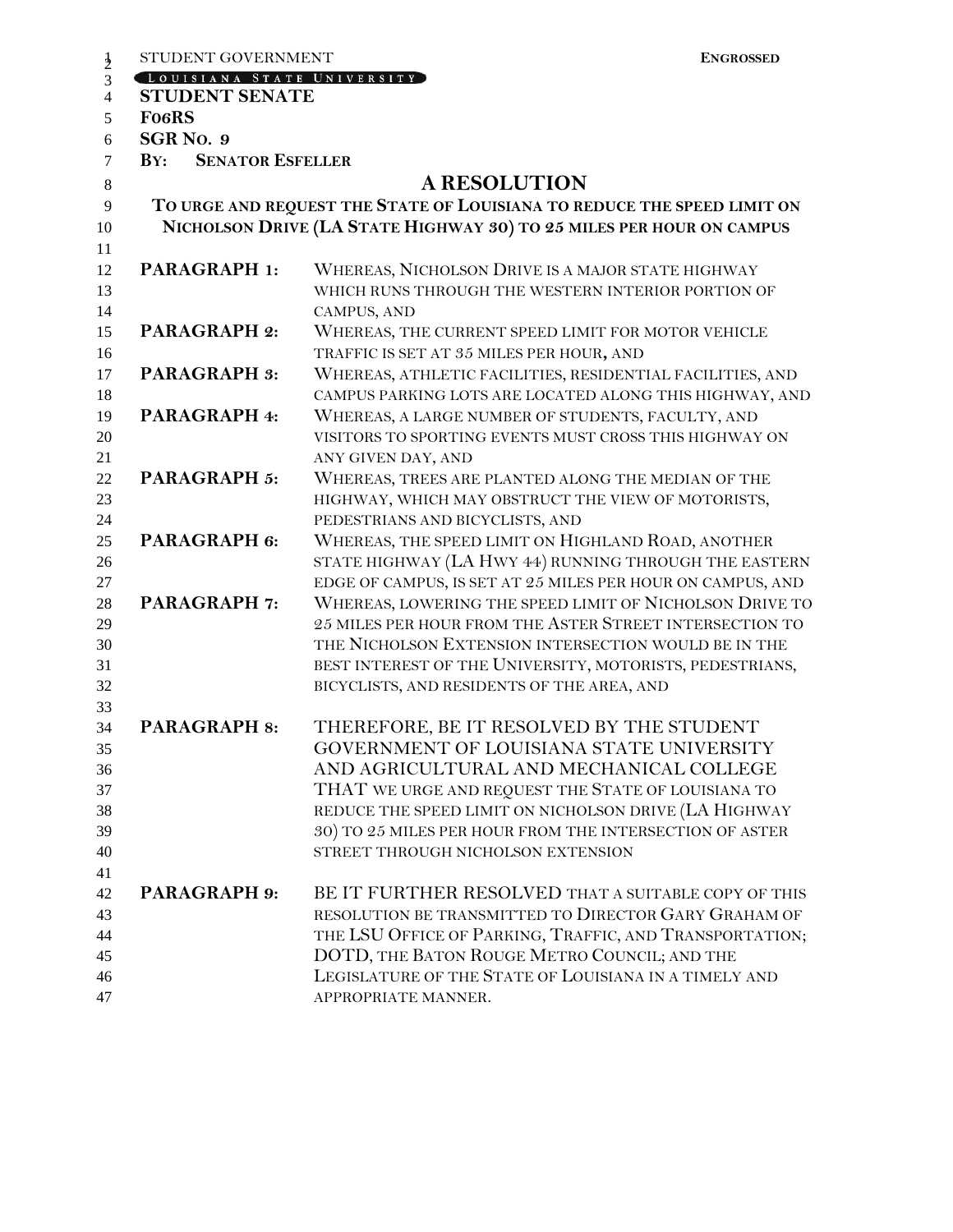STUDENT GOVERNMENT **ENGROSSED**

LOUISIANA STATE UNIVERSITY

**STUDENT SENATE**

**F06RS**

**SGR NO. 9**

**BY: SENATOR ESFELLER**

# A RESOLUTION

**TO URGE AND REQUEST THE STATE OF LOUISIANA TO REDUCE THE SPEED LIMIT ON NICHOLSON DRIVE (LA STATE HIGHWAY 30) TO 25 MILES PER HOUR ON CAMPUS**

**PARAGRAPH 1:** WHEREAS, NICHOLSON DRIVE IS A MAJOR STATE HIGHWAY WHICH RUNS THROUGH THE WESTERN INTERIOR PORTION OF CAMPUS, AND

**PARAGRAPH 2:** WHEREAS, THE CURRENT SPEED LIMIT FOR MOTOR VEHICLE TRAFFIC IS SET AT 35 MILES PER HOUR**,** AND

**PARAGRAPH 3:** WHEREAS, ATHLETIC FACILITIES, RESIDENTIAL FACILITIES, AND CAMPUS PARKING LOTS ARE LOCATED ALONG THIS HIGHWAY, AND

**PARAGRAPH 4:** WHEREAS, A LARGE NUMBER OF STUDENTS, FACULTY, AND VISITORS TO SPORTING EVENTS MUST CROSS THIS HIGHWAY ON ANY GIVEN DAY, AND

**PARAGRAPH 5:** WHEREAS, TREES ARE PLANTED ALONG THE MEDIAN OF THE HIGHWAY, WHICH MAY OBSTRUCT THE VIEW OF MOTORISTS, PEDESTRIANS AND BICYCLISTS, AND

**PARAGRAPH 6:** WHEREAS, THE SPEED LIMIT ON HIGHLAND ROAD, ANOTHER STATE HIGHWAY (LA HWY 44) RUNNING THROUGH THE EASTERN EDGE OF CAMPUS, IS SET AT 25 MILES PER HOUR ON CAMPUS, AND

**PARAGRAPH 7:** WHEREAS, LOWERING THE SPEED LIMIT OF NICHOLSON DRIVE TO 25 MILES PER HOUR FROM THE ASTER STREET INTERSECTION TO THE NICHOLSON EXTENSION INTERSECTION WOULD BE IN THE BEST INTEREST OF THE UNIVERSITY, MOTORISTS, PEDESTRIANS, BICYCLISTS, AND RESIDENTS OF THE AREA, AND

**PARAGRAPH 8:** THEREFORE, BE IT RESOLVED BY THE STUDENT GOVERNMENT OF LOUISIANA STATE UNIVERSITY AND AGRICULTURAL AND MECHANICAL COLLEGE THAT WE URGE AND REQUEST THE STATE OF LOUISIANA TO REDUCE THE SPEED LIMIT ON NICHOLSON DRIVE (LA HIGHWAY 30) TO 25 MILES PER HOUR FROM THE INTERSECTION OF ASTER STREET THROUGH NICHOLSON EXTENSION

**PARAGRAPH 9:** BE IT FURTHER RESOLVED THAT A SUITABLE COPY OF THIS RESOLUTION BE TRANSMITTED TO DIRECTOR GARY GRAHAM OF THE LSU OFFICE OF PARKING, TRAFFIC, AND TRANSPORTATION; DOTD, THE BATON ROUGE METRO COUNCIL; AND THE LEGISLATURE OF THE STATE OF LOUISIANA IN A TIMELY AND APPROPRIATE MANNER.